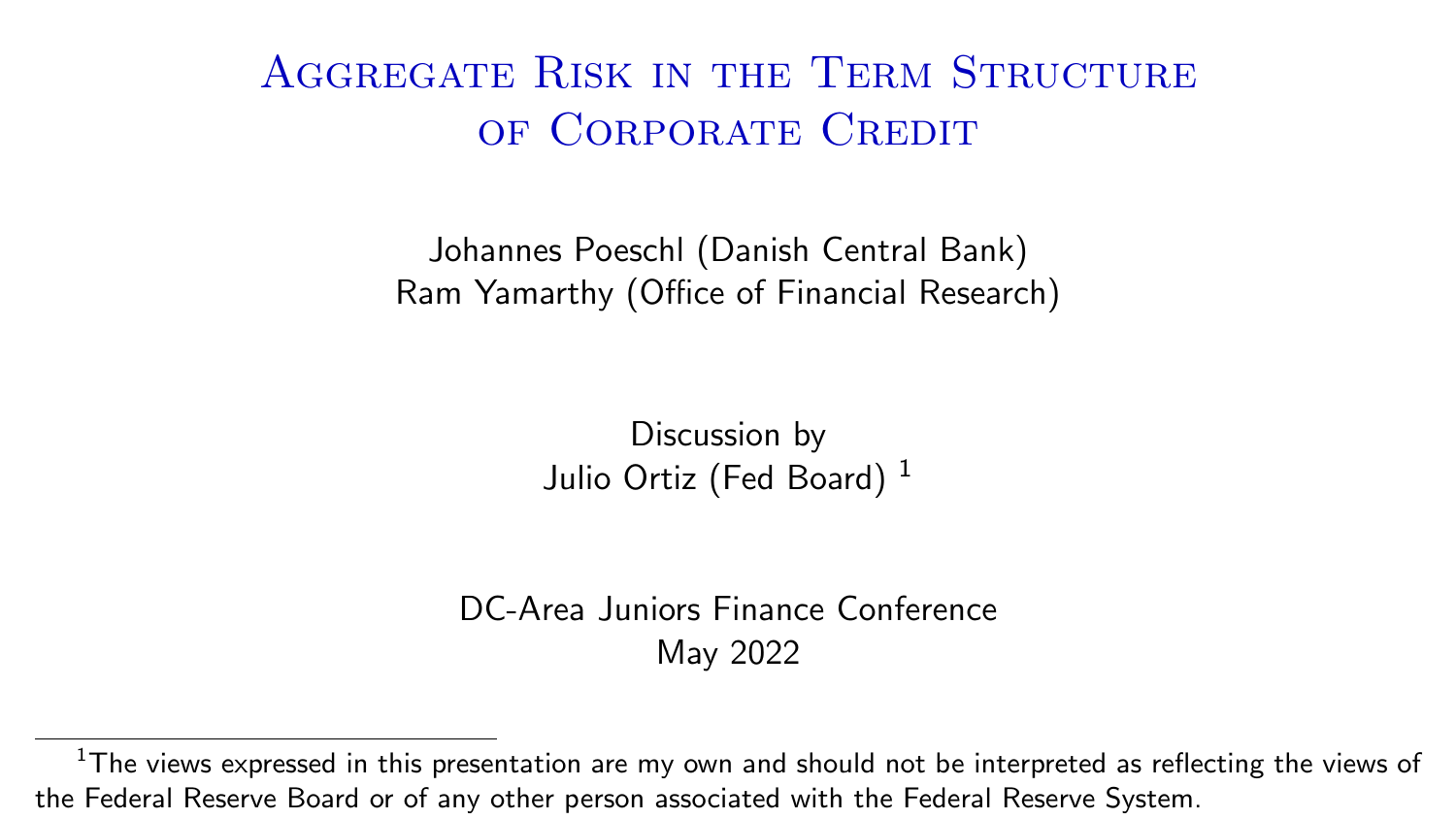# Aggregate Risk in the Term Structure of Corporate Credit

Johannes Poeschl (Danish Central Bank)
Ram Yamarthy (Office of Financial Research)

Discussion by
Julio Ortiz (Fed Board) [1]

DC-Area Juniors Finance Conference
May 2022

[1] The views expressed in this presentation are my own and should not be interpreted as reflecting the views of the Federal Reserve Board or of any other person associated with the Federal Reserve System.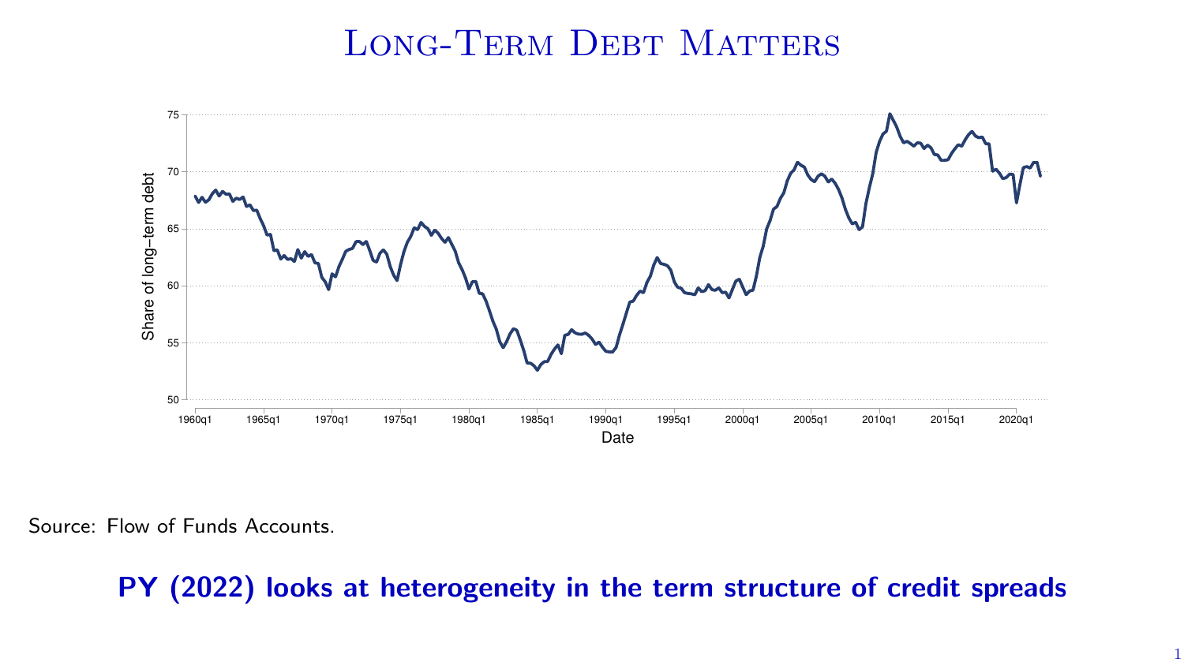# Long-Term Debt Matters

Source: Flow of Funds Accounts.

**PY (2022) looks at heterogeneity in the term structure of credit spreads**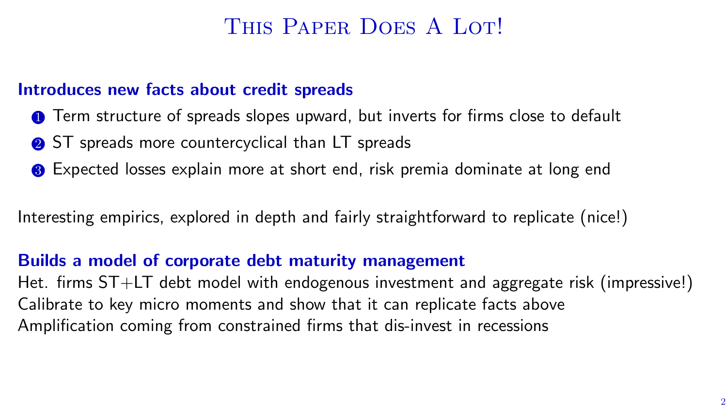# This Paper Does A Lot!

**Introduces new facts about credit spreads**

1. Term structure of spreads slopes upward, but inverts for firms close to default
2. ST spreads more countercyclical than LT spreads
3. Expected losses explain more at short end, risk premia dominate at long end

Interesting empirics, explored in depth and fairly straightforward to replicate (nice!)

**Builds a model of corporate debt maturity management**

Het. firms ST+LT debt model with endogenous investment and aggregate risk (impressive!)
Calibrate to key micro moments and show that it can replicate facts above
Amplification coming from constrained firms that dis-invest in recessions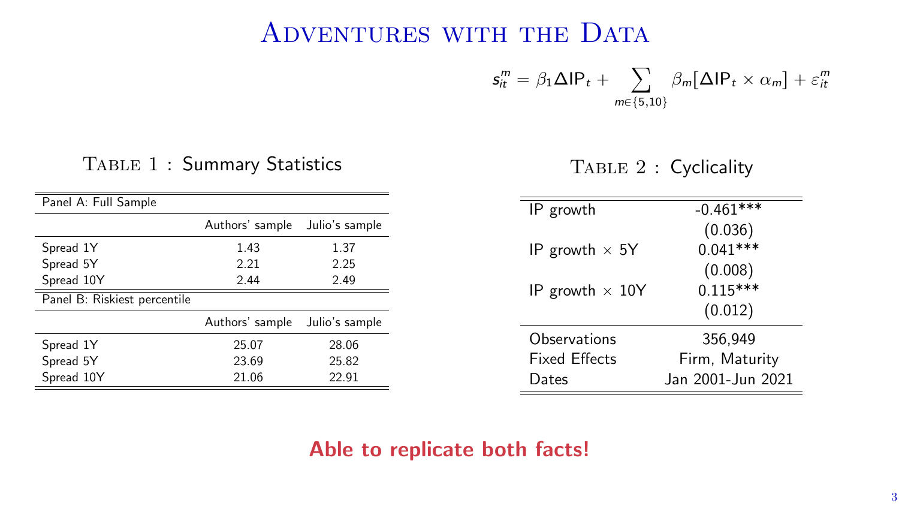# Adventures with the Data

$$s_{it}^{m} = \beta_1 \Delta \text{IP}_t + \sum_{m \in \{5,10\}} \beta_m [\Delta \text{IP}_t \times \alpha_m] + \varepsilon_{it}^{m}$$

Table 1 : Summary Statistics

| Panel A: Full Sample | | |
|---|---|---|
| | Authors' sample | Julio's sample |
| Spread 1Y | 1.43 | 1.37 |
| Spread 5Y | 2.21 | 2.25 |
| Spread 10Y | 2.44 | 2.49 |
| **Panel B: Riskiest percentile** | | |
| | Authors' sample | Julio's sample |
| Spread 1Y | 25.07 | 28.06 |
| Spread 5Y | 23.69 | 25.82 |
| Spread 10Y | 21.06 | 22.91 |

Table 2 : Cyclicality

| | |
|---|---|
| IP growth | -0.461*** |
| | (0.036) |
| IP growth × 5Y | 0.041*** |
| | (0.008) |
| IP growth × 10Y | 0.115*** |
| | (0.012) |
| Observations | 356,949 |
| Fixed Effects | Firm, Maturity |
| Dates | Jan 2001-Jun 2021 |

**Able to replicate both facts!**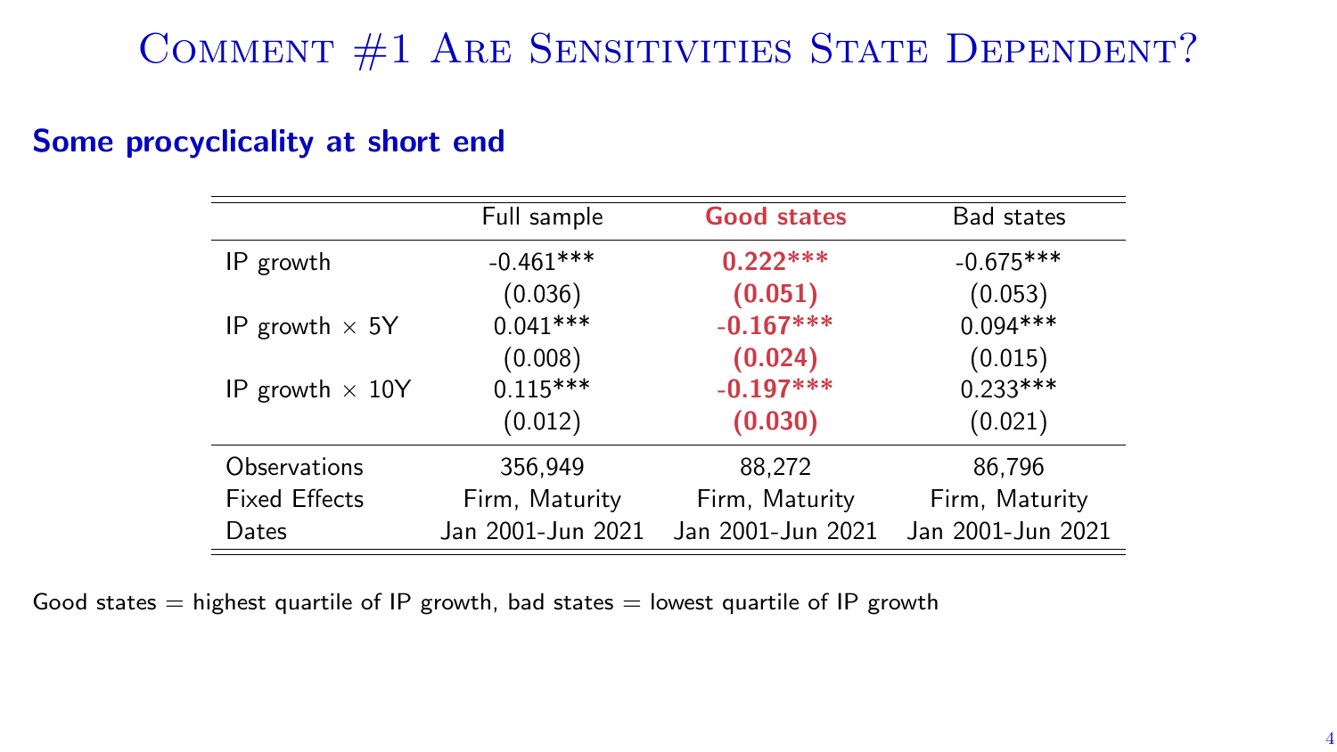# Comment #1 Are Sensitivities State Dependent?

## Some procyclicality at short end

| | Full sample | **Good states** | Bad states |
|---|---|---|---|
| IP growth | -0.461*** | **0.222*** ** | -0.675*** |
| | (0.036) | **(0.051)** | (0.053) |
| IP growth × 5Y | 0.041*** | **-0.167*** ** | 0.094*** |
| | (0.008) | **(0.024)** | (0.015) |
| IP growth × 10Y | 0.115*** | **-0.197*** ** | 0.233*** |
| | (0.012) | **(0.030)** | (0.021) |
| Observations | 356,949 | 88,272 | 86,796 |
| Fixed Effects | Firm, Maturity | Firm, Maturity | Firm, Maturity |
| Dates | Jan 2001-Jun 2021 | Jan 2001-Jun 2021 | Jan 2001-Jun 2021 |

Good states = highest quartile of IP growth, bad states = lowest quartile of IP growth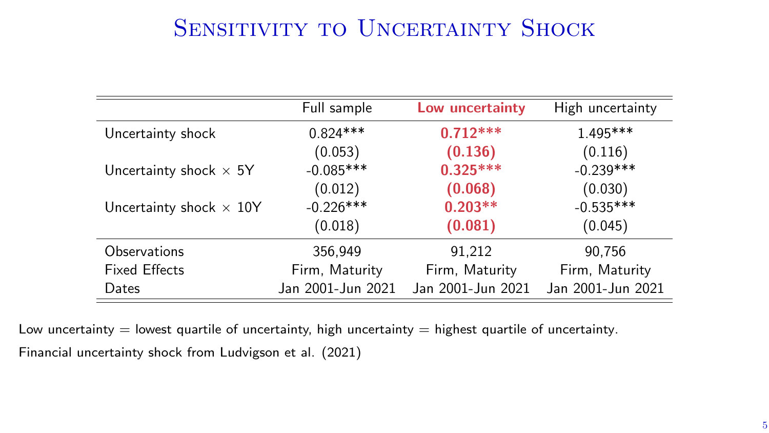# Sensitivity to Uncertainty Shock

| | Full sample | **Low uncertainty** | High uncertainty |
|---|---|---|---|
| Uncertainty shock | 0.824*** | **0.712***** | 1.495*** |
| | (0.053) | **(0.136)** | (0.116) |
| Uncertainty shock $\times$ 5Y | -0.085*** | **0.325***** | -0.239*** |
| | (0.012) | **(0.068)** | (0.030) |
| Uncertainty shock $\times$ 10Y | -0.226*** | **0.203**** | -0.535*** |
| | (0.018) | **(0.081)** | (0.045) |
| Observations | 356,949 | 91,212 | 90,756 |
| Fixed Effects | Firm, Maturity | Firm, Maturity | Firm, Maturity |
| Dates | Jan 2001-Jun 2021 | Jan 2001-Jun 2021 | Jan 2001-Jun 2021 |

Low uncertainty = lowest quartile of uncertainty, high uncertainty = highest quartile of uncertainty.

Financial uncertainty shock from Ludvigson et al. (2021)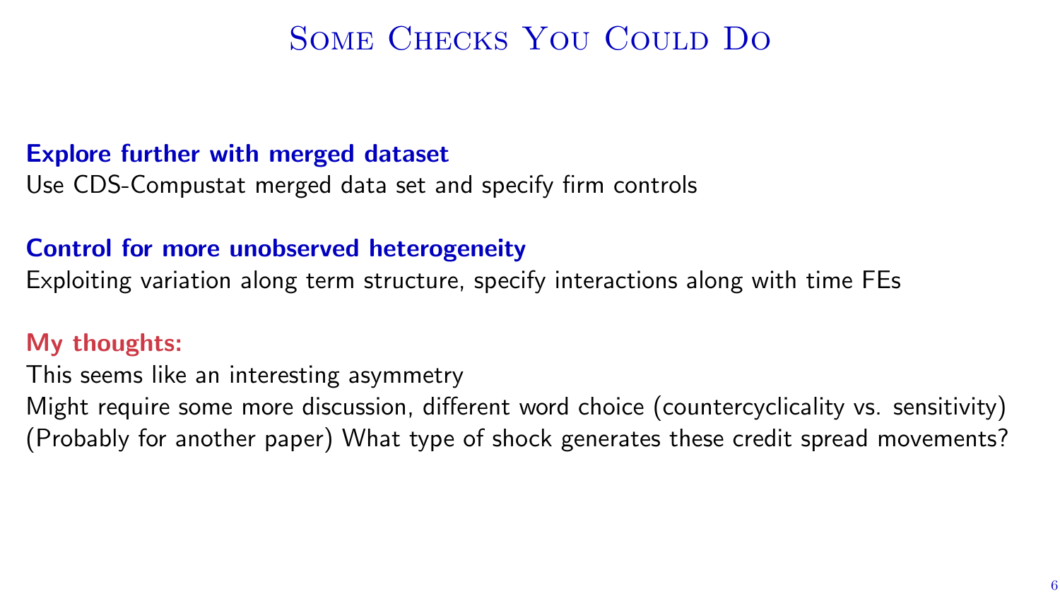# Some Checks You Could Do

**Explore further with merged dataset**

Use CDS-Compustat merged data set and specify firm controls

**Control for more unobserved heterogeneity**

Exploiting variation along term structure, specify interactions along with time FEs

**My thoughts:**

This seems like an interesting asymmetry

Might require some more discussion, different word choice (countercyclicality vs. sensitivity)

(Probably for another paper) What type of shock generates these credit spread movements?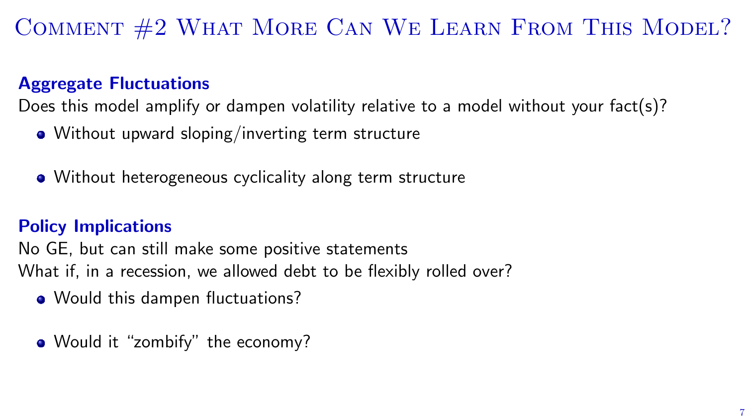# Comment #2 What More Can We Learn From This Model?

### Aggregate Fluctuations

Does this model amplify or dampen volatility relative to a model without your fact(s)?

- Without upward sloping/inverting term structure
- Without heterogeneous cyclicality along term structure

### Policy Implications

No GE, but can still make some positive statements
What if, in a recession, we allowed debt to be flexibly rolled over?

- Would this dampen fluctuations?
- Would it "zombify" the economy?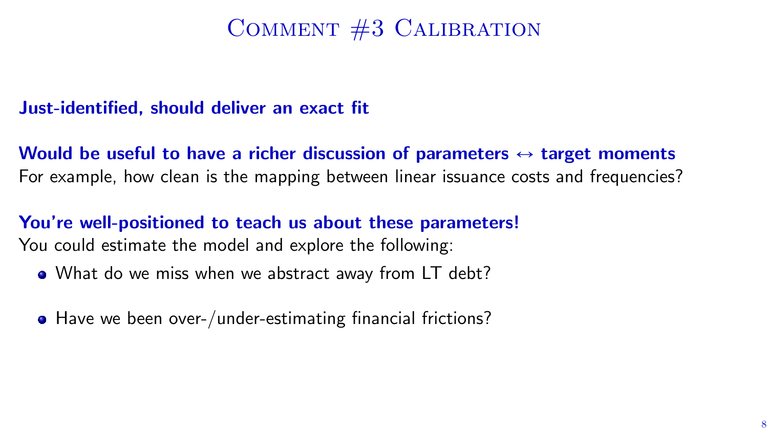# Comment #3 Calibration

**Just-identified, should deliver an exact fit**

**Would be useful to have a richer discussion of parameters $\leftrightarrow$ target moments**
For example, how clean is the mapping between linear issuance costs and frequencies?

**You're well-positioned to teach us about these parameters!**
You could estimate the model and explore the following:

- What do we miss when we abstract away from LT debt?
- Have we been over-/under-estimating financial frictions?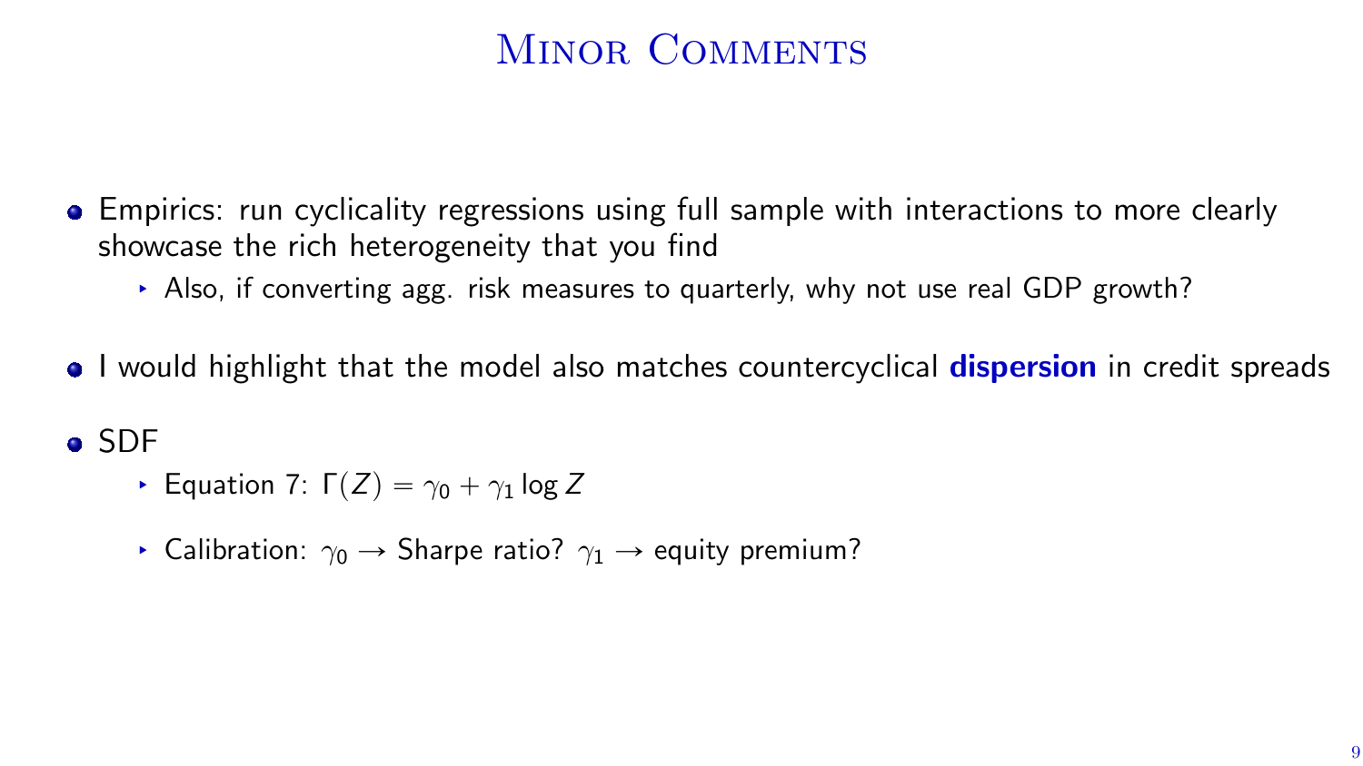# Minor Comments

- Empirics: run cyclicality regressions using full sample with interactions to more clearly showcase the rich heterogeneity that you find
  - Also, if converting agg. risk measures to quarterly, why not use real GDP growth?
- I would highlight that the model also matches countercyclical **dispersion** in credit spreads
- SDF
  - Equation 7: $\Gamma(Z) = \gamma_0 + \gamma_1 \log Z$
  - Calibration: $\gamma_0 \rightarrow$ Sharpe ratio? $\gamma_1 \rightarrow$ equity premium?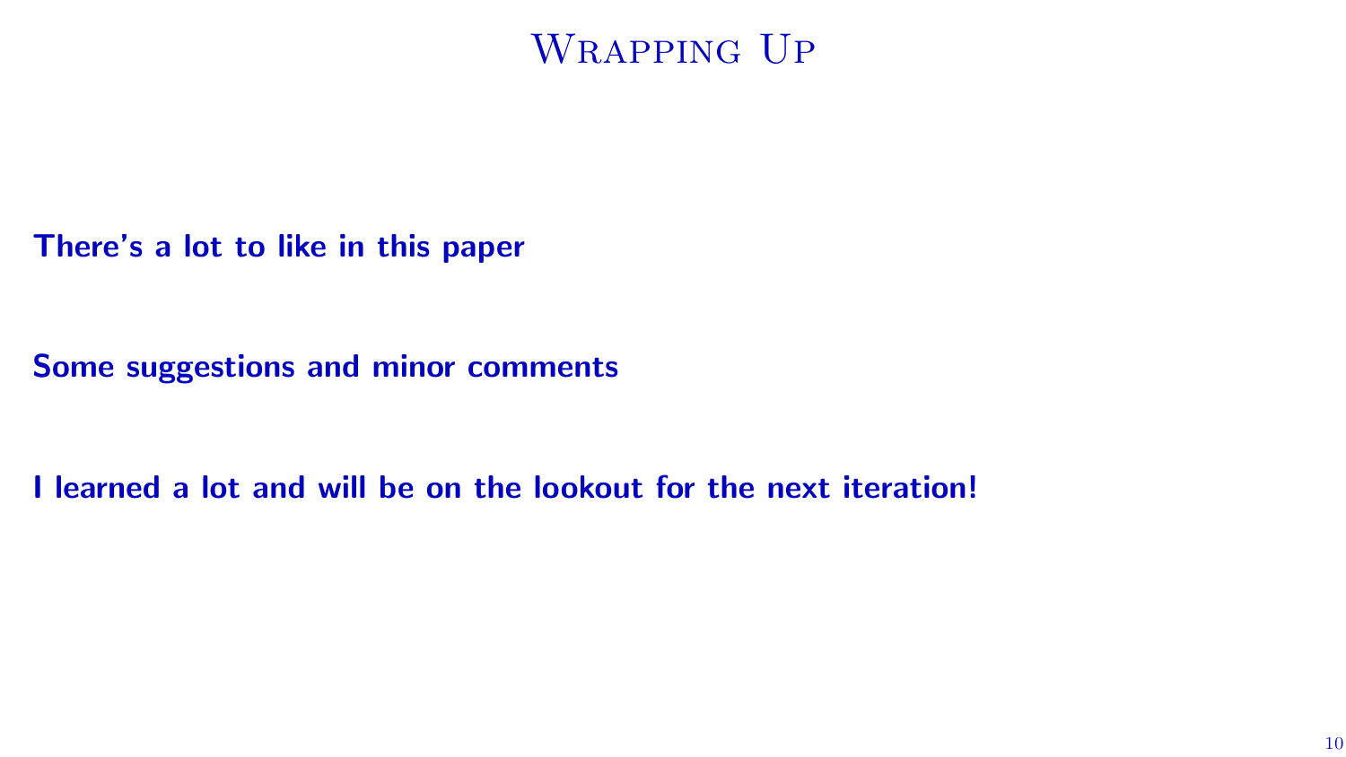# Wrapping Up

**There's a lot to like in this paper**

**Some suggestions and minor comments**

**I learned a lot and will be on the lookout for the next iteration!**